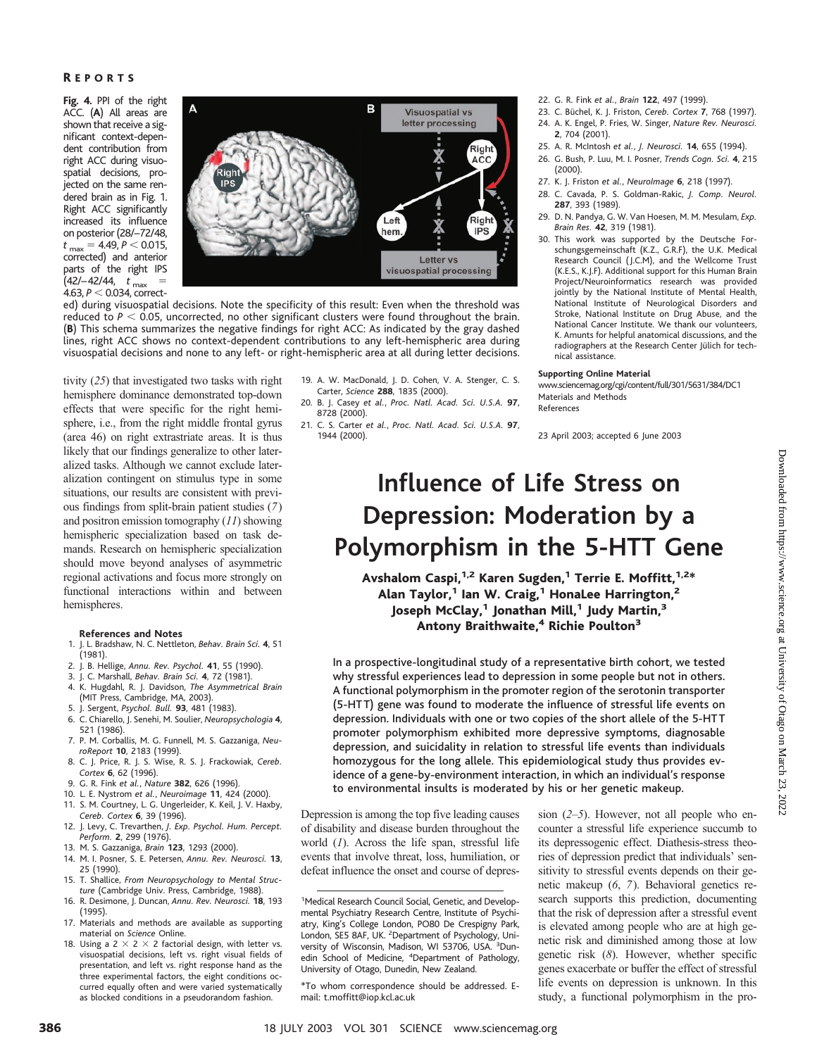**Fig. 4.** PPI of the right ACC. (**A**) All areas are shown that receive a significant context-dependent contribution from right ACC during visuospatial decisions, projected on the same rendered brain as in Fig. 1. Right ACC significantly increased its influence on posterior (28/–72/48, $t_{max}$ = 4.49, $P$ < 0.015, corrected) and anterior parts of the right IPS (42/–42/44, $t_{max}$ = 4.63, $P$ < 0.034, corrected) during visuospatial decisions. Note the specificity of this result: Even when the threshold was reduced to $P$ < 0.05, uncorrected, no other significant clusters were found throughout the brain. (**B**) This schema summarizes the negative findings for right ACC: As indicated by the gray dashed lines, right ACC shows no context-dependent contributions to any left-hemispheric area during visuospatial decisions and none to any left- or right-hemispheric area at all during letter decisions.

tivity (*25*) that investigated two tasks with right hemisphere dominance demonstrated top-down effects that were specific for the right hemisphere, i.e., from the right middle frontal gyrus (area 46) on right extrastriate areas. It is thus likely that our findings generalize to other lateralized tasks. Although we cannot exclude lateralization contingent on stimulus type in some situations, our results are consistent with previous findings from split-brain patient studies (*7*) and positron emission tomography (*11*) showing hemispheric specialization based on task demands. Research on hemispheric specialization should move beyond analyses of asymmetric regional activations and focus more strongly on functional interactions within and between hemispheres.

### References and Notes

1. J. L. Bradshaw, N. C. Nettleton, *Behav. Brain Sci.* **4**, 51 (1981).
2. J. B. Hellige, *Annu. Rev. Psychol.* **41**, 55 (1990).
3. J. C. Marshall, *Behav. Brain Sci.* **4**, 72 (1981).
4. K. Hugdahl, R. J. Davidson, *The Asymmetrical Brain* (MIT Press, Cambridge, MA, 2003).
5. J. Sergent, *Psychol. Bull.* **93**, 481 (1983).
6. C. Chiarello, J. Senehi, M. Soulier, *Neuropsychologia* **4**, 521 (1986).
7. P. M. Corballis, M. G. Funnell, M. S. Gazzaniga, *NeuroReport* **10**, 2183 (1999).
8. C. J. Price, R. J. S. Wise, R. S. J. Frackowiak, *Cereb. Cortex* **6**, 62 (1996).
9. G. R. Fink *et al.*, *Nature* **382**, 626 (1996).
10. L. E. Nystrom *et al.*, *Neuroimage* **11**, 424 (2000).
11. S. M. Courtney, L. G. Ungerleider, K. Keil, J. V. Haxby, *Cereb. Cortex* **6**, 39 (1996).
12. J. Levy, C. Trevarthen, *J. Exp. Psychol. Hum. Percept. Perform.* **2**, 299 (1976).
13. M. S. Gazzaniga, *Brain* **123**, 1293 (2000).
14. M. I. Posner, S. E. Petersen, *Annu. Rev. Neurosci.* **13**, 25 (1990).
15. T. Shallice, *From Neuropsychology to Mental Structure* (Cambridge Univ. Press, Cambridge, 1988).
16. R. Desimone, J. Duncan, *Annu. Rev. Neurosci.* **18**, 193 (1995).
17. Materials and methods are available as supporting material on *Science* Online.
18. Using a 2 × 2 × 2 factorial design, with letter vs. visuospatial decisions, left vs. right visual fields of presentation, and left vs. right response hand as the three experimental factors, the eight conditions occurred equally often and were varied systematically as blocked conditions in a pseudorandom fashion.
19. A. W. MacDonald, J. D. Cohen, V. A. Stenger, C. S. Carter, *Science* **288**, 1835 (2000).
20. B. J. Casey *et al.*, *Proc. Natl. Acad. Sci. U.S.A.* **97**, 8728 (2000).
21. C. S. Carter *et al.*, *Proc. Natl. Acad. Sci. U.S.A.* **97**, 1944 (2000).
22. G. R. Fink *et al.*, *Brain* **122**, 497 (1999).
23. C. Büchel, K. J. Friston, *Cereb. Cortex* **7**, 768 (1997).
24. A. K. Engel, P. Fries, W. Singer, *Nature Rev. Neurosci.* **2**, 704 (2001).
25. A. R. McIntosh *et al.*, *J. Neurosci.* **14**, 655 (1994).
26. G. Bush, P. Luu, M. I. Posner, *Trends Cogn. Sci.* **4**, 215 (2000).
27. K. J. Friston *et al.*, *NeuroImage* **6**, 218 (1997).
28. C. Cavada, P. S. Goldman-Rakic, *J. Comp. Neurol.* **287**, 393 (1989).
29. D. N. Pandya, G. W. Van Hoesen, M. M. Mesulam, *Exp. Brain Res.* **42**, 319 (1981).
30. This work was supported by the Deutsche Forschungsgemeinschaft (K.Z., G.R.F), the U.K. Medical Research Council (J.C.M), and the Wellcome Trust (K.E.S., K.J.F). Additional support for this Human Brain Project/Neuroinformatics research was provided jointly by the National Institute of Mental Health, National Institute of Neurological Disorders and Stroke, National Institute on Drug Abuse, and the National Cancer Institute. We thank our volunteers, K. Amunts for helpful anatomical discussions, and the radiographers at the Research Center Jülich for technical assistance.

**Supporting Online Material**
www.sciencemag.org/cgi/content/full/301/5631/384/DC1
Materials and Methods
References

23 April 2003; accepted 6 June 2003

# Influence of Life Stress on Depression: Moderation by a Polymorphism in the 5-HTT Gene

**Avshalom Caspi,[1,2] Karen Sugden,[1] Terrie E. Moffitt,[1,2*] Alan Taylor,[1] Ian W. Craig,[1] HonaLee Harrington,[2] Joseph McClay,[1] Jonathan Mill,[1] Judy Martin,[3] Antony Braithwaite,[4] Richie Poulton[3]**

In a prospective-longitudinal study of a representative birth cohort, we tested why stressful experiences lead to depression in some people but not in others. A functional polymorphism in the promoter region of the serotonin transporter (5-HTT) gene was found to moderate the influence of stressful life events on depression. Individuals with one or two copies of the short allele of the 5-HTT promoter polymorphism exhibited more depressive symptoms, diagnosable depression, and suicidality in relation to stressful life events than individuals homozygous for the long allele. This epidemiological study thus provides evidence of a gene-by-environment interaction, in which an individual's response to environmental insults is moderated by his or her genetic makeup.

Depression is among the top five leading causes of disability and disease burden throughout the world (*1*). Across the life span, stressful life events that involve threat, loss, humiliation, or defeat influence the onset and course of depression (*2*–*5*). However, not all people who encounter a stressful life experience succumb to its depressogenic effect. Diathesis-stress theories of depression predict that individuals' sensitivity to stressful events depends on their genetic makeup (*6*, *7*). Behavioral genetics research supports this prediction, documenting that the risk of depression after a stressful event is elevated among people who are at high genetic risk and diminished among those at low genetic risk (*8*). However, whether specific genes exacerbate or buffer the effect of stressful life events on depression is unknown. In this study, a functional polymorphism in the pro-

[1]Medical Research Council Social, Genetic, and Developmental Psychiatry Research Centre, Institute of Psychiatry, King's College London, PO80 De Crespigny Park, London, SE5 8AF, UK. [2]Department of Psychology, University of Wisconsin, Madison, WI 53706, USA. [3]Dunedin School of Medicine, [4]Department of Pathology, University of Otago, Dunedin, New Zealand.

*To whom correspondence should be addressed. E-mail: t.moffitt@iop.kcl.ac.uk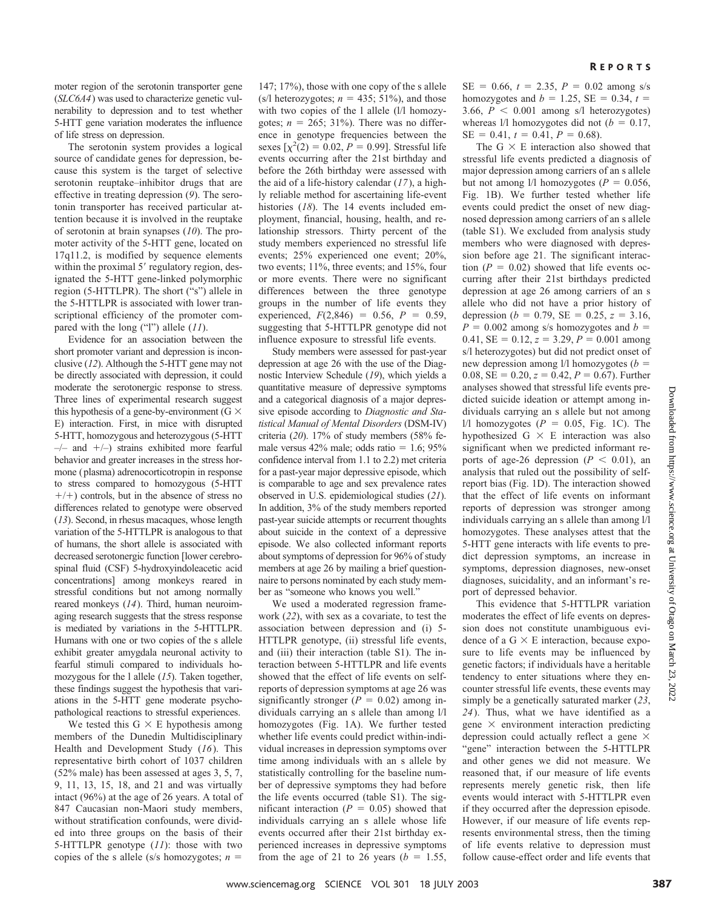moter region of the serotonin transporter gene (*SLC6A4*) was used to characterize genetic vulnerability to depression and to test whether 5-HTT gene variation moderates the influence of life stress on depression.

The serotonin system provides a logical source of candidate genes for depression, because this system is the target of selective serotonin reuptake–inhibitor drugs that are effective in treating depression (*9*). The serotonin transporter has received particular attention because it is involved in the reuptake of serotonin at brain synapses (*10*). The promoter activity of the 5-HTT gene, located on 17q11.2, is modified by sequence elements within the proximal 5′ regulatory region, designated the 5-HTT gene-linked polymorphic region (5-HTTLPR). The short ("s") allele in the 5-HTTLPR is associated with lower transcriptional efficiency of the promoter compared with the long ("l") allele (*11*).

Evidence for an association between the short promoter variant and depression is inconclusive (*12*). Although the 5-HTT gene may not be directly associated with depression, it could moderate the serotonergic response to stress. Three lines of experimental research suggest this hypothesis of a gene-by-environment (G × E) interaction. First, in mice with disrupted 5-HTT, homozygous and heterozygous (5-HTT –/– and +/–) strains exhibited more fearful behavior and greater increases in the stress hormone (plasma) adrenocorticotropin in response to stress compared to homozygous (5-HTT +/+) controls, but in the absence of stress no differences related to genotype were observed (*13*). Second, in rhesus macaques, whose length variation of the 5-HTTLPR is analogous to that of humans, the short allele is associated with decreased serotonergic function [lower cerebrospinal fluid (CSF) 5-hydroxyindoleacetic acid concentrations] among monkeys reared in stressful conditions but not among normally reared monkeys (*14*). Third, human neuroimaging research suggests that the stress response is mediated by variations in the 5-HTTLPR. Humans with one or two copies of the s allele exhibit greater amygdala neuronal activity to fearful stimuli compared to individuals homozygous for the l allele (*15*). Taken together, these findings suggest the hypothesis that variations in the 5-HTT gene moderate psychopathological reactions to stressful experiences.

We tested this G × E hypothesis among members of the Dunedin Multidisciplinary Health and Development Study (*16*). This representative birth cohort of 1037 children (52% male) has been assessed at ages 3, 5, 7, 9, 11, 13, 15, 18, and 21 and was virtually intact (96%) at the age of 26 years. A total of 847 Caucasian non-Maori study members, without stratification confounds, were divided into three groups on the basis of their 5-HTTLPR genotype (*11*): those with two copies of the s allele (s/s homozygotes; $n$ = 147; 17%), those with one copy of the s allele (s/l heterozygotes; $n$ = 435; 51%), and those with two copies of the l allele (l/l homozygotes; $n$ = 265; 31%). There was no difference in genotype frequencies between the sexes [$\chi^2(2) = 0.02$, $P = 0.99$]. Stressful life events occurring after the 21st birthday and before the 26th birthday were assessed with the aid of a life-history calendar (*17*), a highly reliable method for ascertaining life-event histories (*18*). The 14 events included employment, financial, housing, health, and relationship stressors. Thirty percent of the study members experienced no stressful life events; 25% experienced one event; 20%, two events; 11%, three events; and 15%, four or more events. There were no significant differences between the three genotype groups in the number of life events they experienced, $F(2,846) = 0.56$, $P = 0.59$, suggesting that 5-HTTLPR genotype did not influence exposure to stressful life events.

Study members were assessed for past-year depression at age 26 with the use of the Diagnostic Interview Schedule (*19*), which yields a quantitative measure of depressive symptoms and a categorical diagnosis of a major depressive episode according to *Diagnostic and Statistical Manual of Mental Disorders* (DSM-IV) criteria (*20*). 17% of study members (58% female versus 42% male; odds ratio = 1.6; 95% confidence interval from 1.1 to 2.2) met criteria for a past-year major depressive episode, which is comparable to age and sex prevalence rates observed in U.S. epidemiological studies (*21*). In addition, 3% of the study members reported past-year suicide attempts or recurrent thoughts about suicide in the context of a depressive episode. We also collected informant reports about symptoms of depression for 96% of study members at age 26 by mailing a brief questionnaire to persons nominated by each study member as "someone who knows you well."

We used a moderated regression framework (*22*), with sex as a covariate, to test the association between depression and (i) 5-HTTLPR genotype, (ii) stressful life events, and (iii) their interaction (table S1). The interaction between 5-HTTLPR and life events showed that the effect of life events on self-reports of depression symptoms at age 26 was significantly stronger ($P = 0.02$) among individuals carrying an s allele than among l/l homozygotes (Fig. 1A). We further tested whether life events could predict within-individual increases in depression symptoms over time among individuals with an s allele by statistically controlling for the baseline number of depressive symptoms they had before the life events occurred (table S1). The significant interaction ($P = 0.05$) showed that individuals carrying an s allele whose life events occurred after their 21st birthday experienced increases in depressive symptoms from the age of 21 to 26 years ($b = 1.55$, SE = 0.66, $t = 2.35$, $P = 0.02$ among s/s homozygotes and $b = 1.25$, SE = 0.34, $t = 3.66$, $P < 0.001$ among s/l heterozygotes) whereas l/l homozygotes did not ($b = 0.17$, SE = 0.41, $t = 0.41$, $P = 0.68$).

The G × E interaction also showed that stressful life events predicted a diagnosis of major depression among carriers of an s allele but not among l/l homozygotes ($P = 0.056$, Fig. 1B). We further tested whether life events could predict the onset of new diagnosed depression among carriers of an s allele (table S1). We excluded from analysis study members who were diagnosed with depression before age 21. The significant interaction ($P = 0.02$) showed that life events occurring after their 21st birthdays predicted depression at age 26 among carriers of an s allele who did not have a prior history of depression ($b = 0.79$, SE = 0.25, $z = 3.16$, $P = 0.002$ among s/s homozygotes and $b = 0.41$, SE = 0.12, $z = 3.29$, $P = 0.001$ among s/l heterozygotes) but did not predict onset of new depression among l/l homozygotes ($b = 0.08$, SE = 0.20, $z = 0.42$, $P = 0.67$). Further analyses showed that stressful life events predicted suicide ideation or attempt among individuals carrying an s allele but not among l/l homozygotes ($P = 0.05$, Fig. 1C). The hypothesized G × E interaction was also significant when we predicted informant reports of age-26 depression ($P < 0.01$), an analysis that ruled out the possibility of self-report bias (Fig. 1D). The interaction showed that the effect of life events on informant reports of depression was stronger among individuals carrying an s allele than among l/l homozygotes. These analyses attest that the 5-HTT gene interacts with life events to predict depression symptoms, an increase in symptoms, depression diagnoses, new-onset diagnoses, suicidality, and an informant's report of depressed behavior.

This evidence that 5-HTTLPR variation moderates the effect of life events on depression does not constitute unambiguous evidence of a G × E interaction, because exposure to life events may be influenced by genetic factors; if individuals have a heritable tendency to enter situations where they encounter stressful life events, these events may simply be a genetically saturated marker (*23*, *24*). Thus, what we have identified as a gene × environment interaction predicting depression could actually reflect a gene × "gene" interaction between the 5-HTTLPR and other genes we did not measure. We reasoned that, if our measure of life events represents merely genetic risk, then life events would interact with 5-HTTLPR even if they occurred after the depression episode. However, if our measure of life events represents environmental stress, then the timing of life events relative to depression must follow cause-effect order and life events that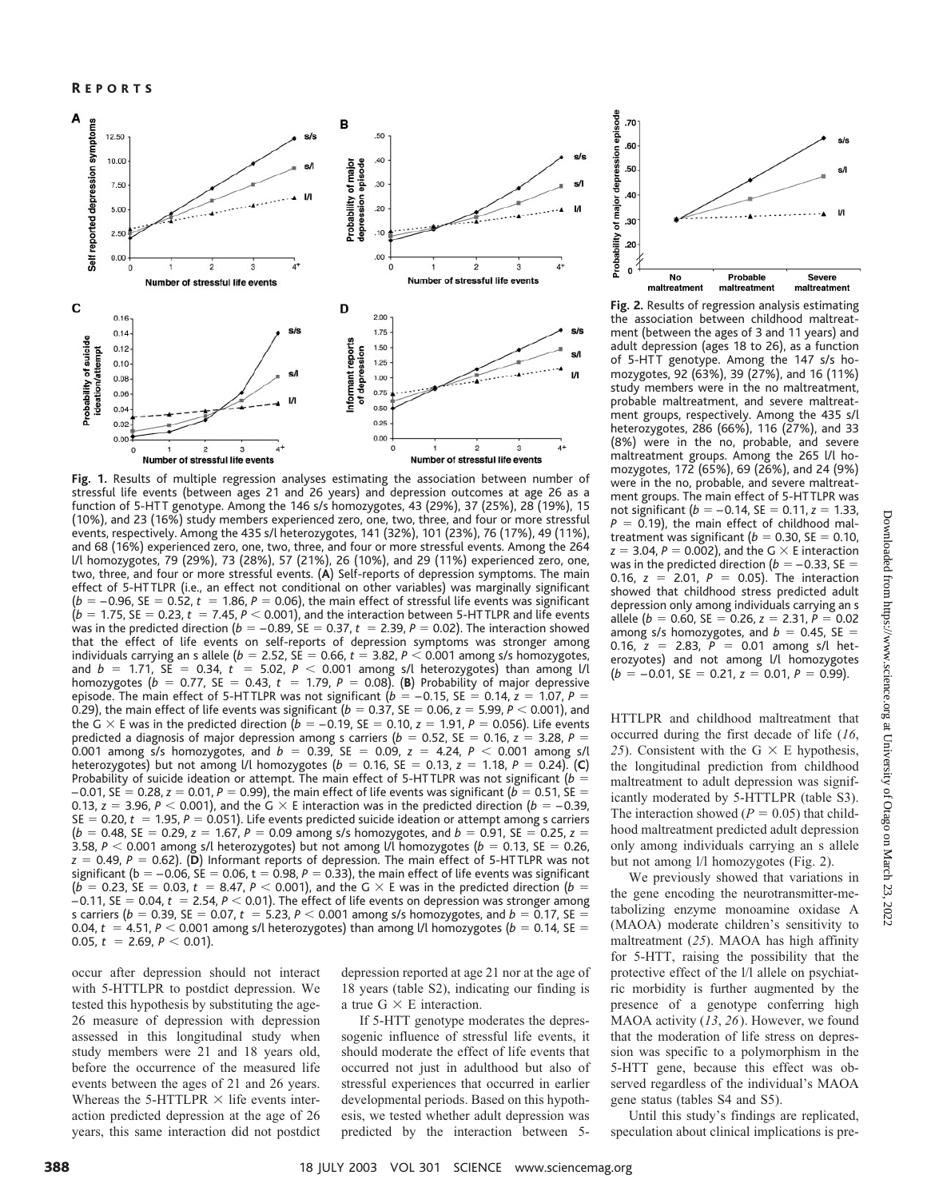**Fig. 1.** Results of multiple regression analyses estimating the association between number of stressful life events (between ages 21 and 26 years) and depression outcomes at age 26 as a function of 5-HTT genotype. Among the 146 s/s homozygotes, 43 (29%), 37 (25%), 28 (19%), 15 (10%), and 23 (16%) study members experienced zero, one, two, three, and four or more stressful events, respectively. Among the 435 s/l heterozygotes, 141 (32%), 101 (23%), 76 (17%), 49 (11%), and 68 (16%) experienced zero, one, two, three, and four or more stressful events. Among the 264 l/l homozygotes, 79 (29%), 73 (28%), 57 (21%), 26 (10%), and 29 (11%) experienced zero, one, two, three, and four or more stressful events. (**A**) Self-reports of depression symptoms. The main effect of 5-HTTLPR (i.e., an effect not conditional on other variables) was marginally significant ($b = -0.96$, SE $= 0.52$, $t = 1.86$, $P = 0.06$), the main effect of stressful life events was significant ($b = 1.75$, SE $= 0.23$, $t = 7.45$, $P < 0.001$), and the interaction between 5-HTTLPR and life events was in the predicted direction ($b = -0.89$, SE $= 0.37$, $t = 2.39$, $P = 0.02$). The interaction showed that the effect of life events on self-reports of depression symptoms was stronger among individuals carrying an s allele ($b = 2.52$, SE $= 0.66$, $t = 3.82$, $P < 0.001$ among s/s homozygotes, and $b = 1.71$, SE $= 0.34$, $t = 5.02$, $P < 0.001$ among s/l heterozygotes) than among l/l homozygotes ($b = 0.77$, SE $= 0.43$, $t = 1.79$, $P = 0.08$). (**B**) Probability of major depressive episode. The main effect of 5-HTTLPR was not significant ($b = -0.15$, SE $= 0.14$, $z = 1.07$, $P = 0.29$), the main effect of life events was significant ($b = 0.37$, SE $= 0.06$, $z = 5.99$, $P < 0.001$), and the G × E was in the predicted direction ($b = -0.19$, SE $= 0.10$, $z = 1.91$, $P = 0.056$). Life events predicted a diagnosis of major depression among s carriers ($b = 0.52$, SE $= 0.16$, $z = 3.28$, $P = 0.001$ among s/s homozygotes, and $b = 0.39$, SE $= 0.09$, $z = 4.24$, $P < 0.001$ among s/l heterozygotes) but not among l/l homozygotes ($b = 0.16$, SE $= 0.13$, $z = 1.18$, $P = 0.24$). (**C**) Probability of suicide ideation or attempt. The main effect of 5-HTTLPR was not significant ($b = -0.01$, SE $= 0.28$, $z = 0.01$, $P = 0.99$), the main effect of life events was significant ($b = 0.51$, SE $= 0.13$, $z = 3.96$, $P < 0.001$), and the G × E interaction was in the predicted direction ($b = -0.39$, SE $= 0.20$, $t = 1.95$, $P = 0.051$). Life events predicted suicide ideation or attempt among s carriers ($b = 0.48$, SE $= 0.29$, $z = 1.67$, $P = 0.09$ among s/s homozygotes, and $b = 0.91$, SE $= 0.25$, $z = 3.58$, $P < 0.001$ among s/l heterozygotes) but not among l/l homozygotes ($b = 0.13$, SE $= 0.26$, $z = 0.49$, $P = 0.62$). (**D**) Informant reports of depression. The main effect of 5-HTTLPR was not significant ($b = -0.06$, SE $= 0.06$, $t = 0.98$, $P = 0.33$), the main effect of life events was significant ($b = 0.23$, SE $= 0.03$, $t = 8.47$, $P < 0.001$), and the G × E was in the predicted direction ($b = -0.11$, SE $= 0.04$, $t = 2.54$, $P < 0.01$). The effect of life events on depression was stronger among s carriers ($b = 0.39$, SE $= 0.07$, $t = 5.23$, $P < 0.001$ among s/s homozygotes, and $b = 0.17$, SE $= 0.04$, $t = 4.51$, $P < 0.001$ among s/l heterozygotes) than among l/l homozygotes ($b = 0.14$, SE $= 0.05$, $t = 2.69$, $P < 0.01$).

**Fig. 2.** Results of regression analysis estimating the association between childhood maltreatment (between the ages of 3 and 11 years) and adult depression (ages 18 to 26), as a function of 5-HTT genotype. Among the 147 s/s homozygotes, 92 (63%), 39 (27%), and 16 (11%) study members were in the no maltreatment, probable maltreatment, and severe maltreatment groups, respectively. Among the 435 s/l heterozygotes, 286 (66%), 116 (27%), and 33 (8%) were in the no, probable, and severe maltreatment groups. Among the 265 l/l homozygotes, 172 (65%), 69 (26%), and 24 (9%) were in the no, probable, and severe maltreatment groups. The main effect of 5-HTTLPR was not significant ($b = -0.14$, SE $= 0.11$, $z = 1.33$, $P = 0.19$), the main effect of childhood maltreatment was significant ($b = 0.30$, SE $= 0.10$, $z = 3.04$, $P = 0.002$), and the G × E interaction was in the predicted direction ($b = -0.33$, SE $= 0.16$, $z = 2.01$, $P = 0.05$). The interaction showed that childhood stress predicted adult depression only among individuals carrying an s allele ($b = 0.60$, SE $= 0.26$, $z = 2.31$, $P = 0.02$ among s/s homozygotes, and $b = 0.45$, SE $= 0.16$, $z = 2.83$, $P = 0.01$ among s/l heterozyotes) and not among l/l homozygotes ($b = -0.01$, SE $= 0.21$, $z = 0.01$, $P = 0.99$).

occur after depression should not interact with 5-HTTLPR to postdict depression. We tested this hypothesis by substituting the age-26 measure of depression with depression assessed in this longitudinal study when study members were 21 and 18 years old, before the occurrence of the measured life events between the ages of 21 and 26 years. Whereas the 5-HTTLPR × life events interaction predicted depression at the age of 26 years, this same interaction did not postdict depression reported at age 21 nor at the age of 18 years (table S2), indicating our finding is a true G × E interaction.

If 5-HTT genotype moderates the depressogenic influence of stressful life events, it should moderate the effect of life events that occurred not just in adulthood but also of stressful experiences that occurred in earlier developmental periods. Based on this hypothesis, we tested whether adult depression was predicted by the interaction between 5-HTTLPR and childhood maltreatment that occurred during the first decade of life (*16*, *25*). Consistent with the G × E hypothesis, the longitudinal prediction from childhood maltreatment to adult depression was significantly moderated by 5-HTTLPR (table S3). The interaction showed ($P = 0.05$) that childhood maltreatment predicted adult depression only among individuals carrying an s allele but not among l/l homozygotes (Fig. 2).

We previously showed that variations in the gene encoding the neurotransmitter-metabolizing enzyme monoamine oxidase A (MAOA) moderate children's sensitivity to maltreatment (*25*). MAOA has high affinity for 5-HTT, raising the possibility that the protective effect of the l/l allele on psychiatric morbidity is further augmented by the presence of a genotype conferring high MAOA activity (*13*, *26*). However, we found that the moderation of life stress on depression was specific to a polymorphism in the 5-HTT gene, because this effect was observed regardless of the individual's MAOA gene status (tables S4 and S5).

Until this study's findings are replicated, speculation about clinical implications is pre-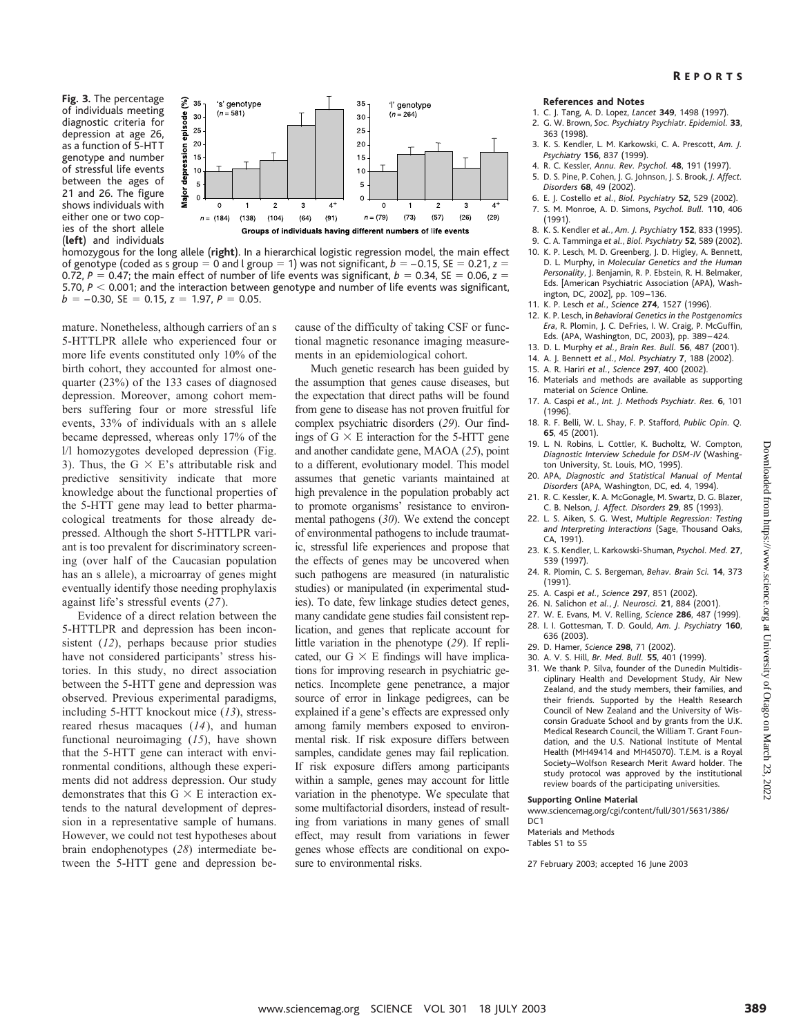**Fig. 3.** The percentage of individuals meeting diagnostic criteria for depression at age 26, as a function of 5-HTT genotype and number of stressful life events between the ages of 21 and 26. The figure shows individuals with either one or two copies of the short allele (**left**) and individuals homozygous for the long allele (**right**). In a hierarchical logistic regression model, the main effect of genotype (coded as s group = 0 and l group = 1) was not significant, $b = -0.15$, SE = 0.21, $z = 0.72$, $P = 0.47$; the main effect of number of life events was significant, $b = 0.34$, SE = 0.06, $z = 5.70$, $P < 0.001$; and the interaction between genotype and number of life events was significant, $b = -0.30$, SE = 0.15, $z = 1.97$, $P = 0.05$.

mature. Nonetheless, although carriers of an s 5-HTTLPR allele who experienced four or more life events constituted only 10% of the birth cohort, they accounted for almost one-quarter (23%) of the 133 cases of diagnosed depression. Moreover, among cohort members suffering four or more stressful life events, 33% of individuals with an s allele became depressed, whereas only 17% of the l/l homozygotes developed depression (Fig. 3). Thus, the G × E's attributable risk and predictive sensitivity indicate that more knowledge about the functional properties of the 5-HTT gene may lead to better pharmacological treatments for those already depressed. Although the short 5-HTTLPR variant is too prevalent for discriminatory screening (over half of the Caucasian population has an s allele), a microarray of genes might eventually identify those needing prophylaxis against life's stressful events (*27*).

Evidence of a direct relation between the 5-HTTLPR and depression has been inconsistent (*12*), perhaps because prior studies have not considered participants' stress histories. In this study, no direct association between the 5-HTT gene and depression was observed. Previous experimental paradigms, including 5-HTT knockout mice (*13*), stress-reared rhesus macaques (*14*), and human functional neuroimaging (*15*), have shown that the 5-HTT gene can interact with environmental conditions, although these experiments did not address depression. Our study demonstrates that this G × E interaction extends to the natural development of depression in a representative sample of humans. However, we could not test hypotheses about brain endophenotypes (*28*) intermediate between the 5-HTT gene and depression because of the difficulty of taking CSF or functional magnetic resonance imaging measurements in an epidemiological cohort.

Much genetic research has been guided by the assumption that genes cause diseases, but the expectation that direct paths will be found from gene to disease has not proven fruitful for complex psychiatric disorders (*29*). Our findings of G × E interaction for the 5-HTT gene and another candidate gene, MAOA (*25*), point to a different, evolutionary model. This model assumes that genetic variants maintained at high prevalence in the population probably act to promote organisms' resistance to environmental pathogens (*30*). We extend the concept of environmental pathogens to include traumatic, stressful life experiences and propose that the effects of genes may be uncovered when such pathogens are measured (in naturalistic studies) or manipulated (in experimental studies). To date, few linkage studies detect genes, many candidate gene studies fail consistent replication, and genes that replicate account for little variation in the phenotype (*29*). If replicated, our G × E findings will have implications for improving research in psychiatric genetics. Incomplete gene penetrance, a major source of error in linkage pedigrees, can be explained if a gene's effects are expressed only among family members exposed to environmental risk. If risk exposure differs between samples, candidate genes may fail replication. If risk exposure differs among participants within a sample, genes may account for little variation in the phenotype. We speculate that some multifactorial disorders, instead of resulting from variations in many genes of small effect, may result from variations in fewer genes whose effects are conditional on exposure to environmental risks.

### References and Notes

1. C. J. Tang, A. D. Lopez, *Lancet* **349**, 1498 (1997).
2. G. W. Brown, *Soc. Psychiatry Psychiatr. Epidemiol.* **33**, 363 (1998).
3. K. S. Kendler, L. M. Karkowski, C. A. Prescott, *Am. J. Psychiatry* **156**, 837 (1999).
4. R. C. Kessler, *Annu. Rev. Psychol.* **48**, 191 (1997).
5. D. S. Pine, P. Cohen, J. G. Johnson, J. S. Brook, *J. Affect. Disorders* **68**, 49 (2002).
6. E. J. Costello *et al.*, *Biol. Psychiatry* **52**, 529 (2002).
7. S. M. Monroe, A. D. Simons, *Psychol. Bull.* **110**, 406 (1991).
8. K. S. Kendler *et al.*, *Am. J. Psychiatry* **152**, 833 (1995).
9. C. A. Tamminga *et al.*, *Biol. Psychiatry* **52**, 589 (2002).
10. K. P. Lesch, M. D. Greenberg, J. D. Higley, A. Bennett, D. L. Murphy, in *Molecular Genetics and the Human Personality*, J. Benjamin, R. P. Ebstein, R. H. Belmaker, Eds. [American Psychiatric Association (APA), Washington, DC, 2002], pp. 109–136.
11. K. P. Lesch *et al.*, *Science* **274**, 1527 (1996).
12. K. P. Lesch, in *Behavioral Genetics in the Postgenomics Era*, R. Plomin, J. C. DeFries, I. W. Craig, P. McGuffin, Eds. (APA, Washington, DC, 2003), pp. 389–424.
13. D. L. Murphy *et al.*, *Brain Res. Bull.* **56**, 487 (2001).
14. A. J. Bennett *et al.*, *Mol. Psychiatry* **7**, 188 (2002).
15. A. R. Hariri *et al.*, *Science* **297**, 400 (2002).
16. Materials and methods are available as supporting material on *Science* Online.
17. A. Caspi *et al.*, *Int. J. Methods Psychiatr. Res.* **6**, 101 (1996).
18. R. F. Belli, W. L. Shay, F. P. Stafford, *Public Opin. Q.* **65**, 45 (2001).
19. L. N. Robins, L. Cottler, K. Bucholtz, W. Compton, *Diagnostic Interview Schedule for DSM-IV* (Washington University, St. Louis, MO, 1995).
20. APA, *Diagnostic and Statistical Manual of Mental Disorders* (APA, Washington, DC, ed. 4, 1994).
21. R. C. Kessler, K. A. McGonagle, M. Swartz, D. G. Blazer, C. B. Nelson, *J. Affect. Disorders* **29**, 85 (1993).
22. L. S. Aiken, S. G. West, *Multiple Regression: Testing and Interpreting Interactions* (Sage, Thousand Oaks, CA, 1991).
23. K. S. Kendler, L. Karkowski-Shuman, *Psychol. Med.* **27**, 539 (1997).
24. R. Plomin, C. S. Bergeman, *Behav. Brain Sci.* **14**, 373 (1991).
25. A. Caspi *et al.*, *Science* **297**, 851 (2002).
26. N. Salichon *et al.*, *J. Neurosci.* **21**, 884 (2001).
27. W. E. Evans, M. V. Relling, *Science* **286**, 487 (1999).
28. I. I. Gottesman, T. D. Gould, *Am. J. Psychiatry* **160**, 636 (2003).
29. D. Hamer, *Science* **298**, 71 (2002).
30. A. V. S. Hill, *Br. Med. Bull.* **55**, 401 (1999).
31. We thank P. Silva, founder of the Dunedin Multidisciplinary Health and Development Study, Air New Zealand, and the study members, their families, and their friends. Supported by the Health Research Council of New Zealand and the University of Wisconsin Graduate School and by grants from the U.K. Medical Research Council, the William T. Grant Foundation, and the U.S. National Institute of Mental Health (MH49414 and MH45070). T.E.M. is a Royal Society–Wolfson Research Merit Award holder. The study protocol was approved by the institutional review boards of the participating universities.

### Supporting Online Material

www.sciencemag.org/cgi/content/full/301/5631/386/DC1
Materials and Methods
Tables S1 to S5

27 February 2003; accepted 16 June 2003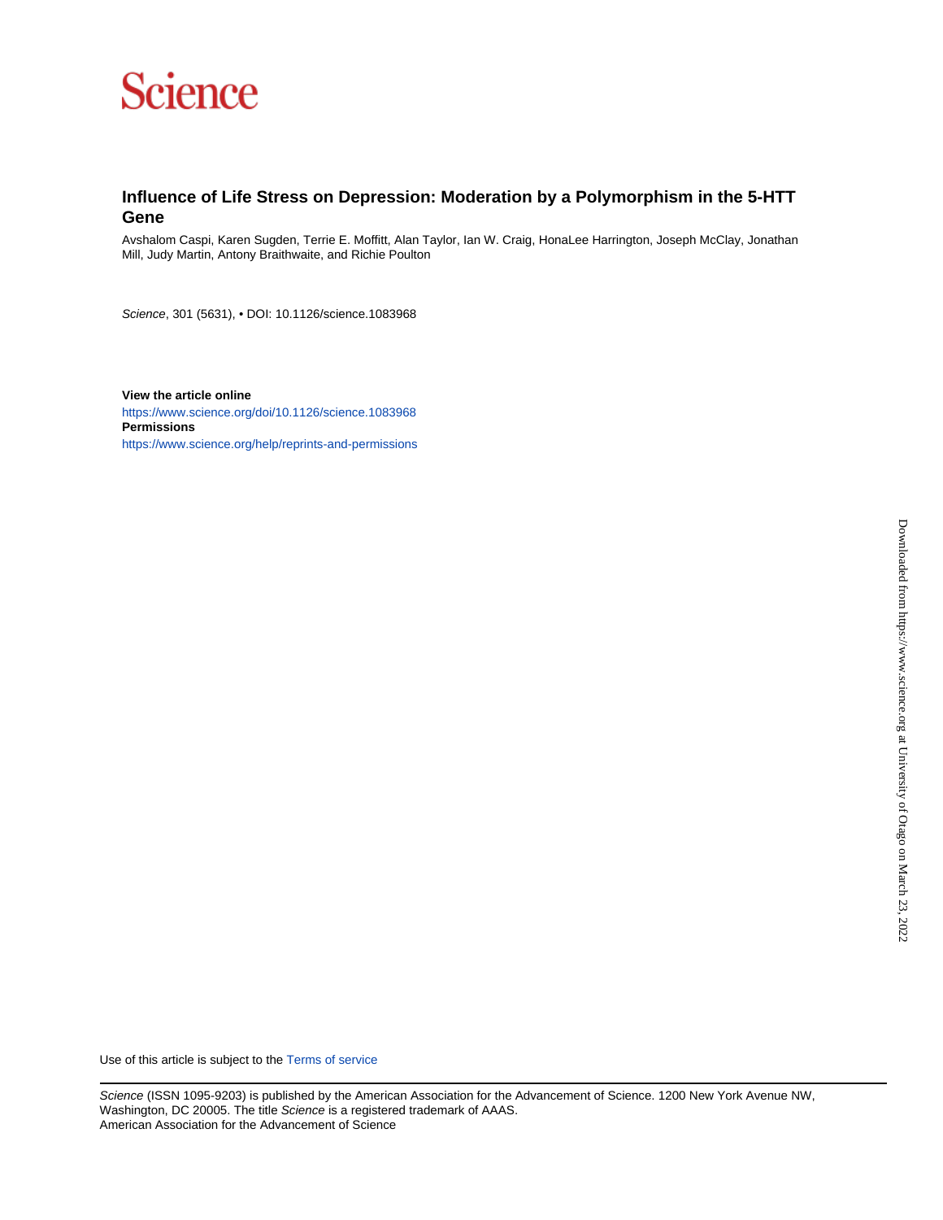Science

# Influence of Life Stress on Depression: Moderation by a Polymorphism in the 5-HTT Gene

Avshalom Caspi, Karen Sugden, Terrie E. Moffitt, Alan Taylor, Ian W. Craig, HonaLee Harrington, Joseph McClay, Jonathan Mill, Judy Martin, Antony Braithwaite, and Richie Poulton

*Science*, 301 (5631), • DOI: 10.1126/science.1083968

**View the article online**
https://www.science.org/doi/10.1126/science.1083968
**Permissions**
https://www.science.org/help/reprints-and-permissions

Use of this article is subject to the Terms of service

*Science* (ISSN 1095-9203) is published by the American Association for the Advancement of Science. 1200 New York Avenue NW, Washington, DC 20005. The title *Science* is a registered trademark of AAAS.
American Association for the Advancement of Science